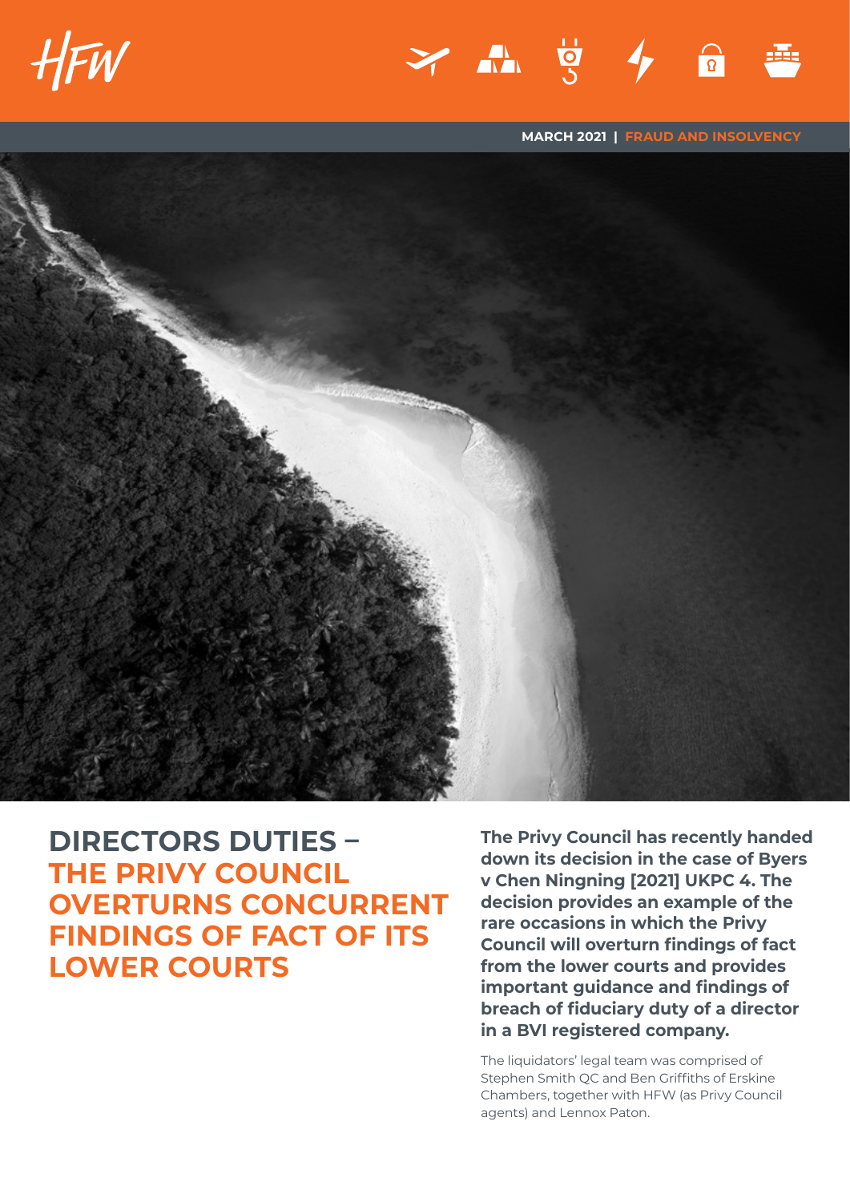MARCH 2021 | FRAUD AND INSOLVENCY

# DIRECTORS DUTIES – THE PRIVY COUNCIL OVERTURNS CONCURRENT FINDINGS OF FACT OF ITS LOWER COURTS

**The Privy Council has recently handed down its decision in the case of Byers v Chen Ningning [2021] UKPC 4. The decision provides an example of the rare occasions in which the Privy Council will overturn findings of fact from the lower courts and provides important guidance and findings of breach of fiduciary duty of a director in a BVI registered company.**

The liquidators' legal team was comprised of Stephen Smith QC and Ben Griffiths of Erskine Chambers, together with HFW (as Privy Council agents) and Lennox Paton.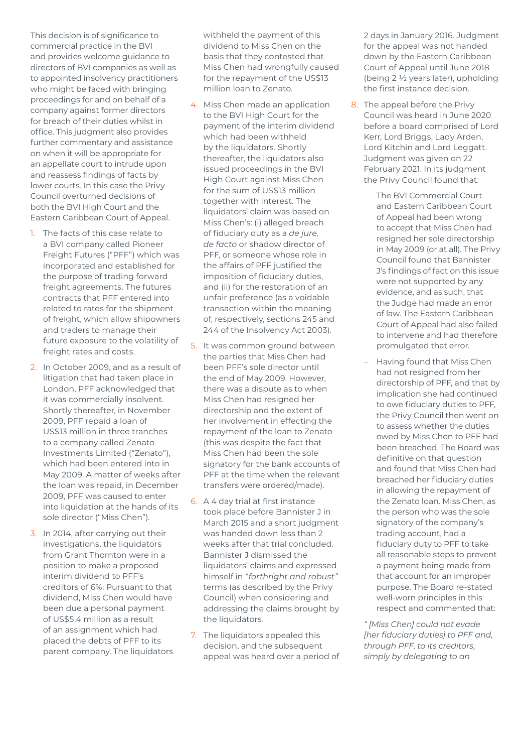This decision is of significance to commercial practice in the BVI and provides welcome guidance to directors of BVI companies as well as to appointed insolvency practitioners who might be faced with bringing proceedings for and on behalf of a company against former directors for breach of their duties whilst in office. This judgment also provides further commentary and assistance on when it will be appropriate for an appellate court to intrude upon and reassess findings of facts by lower courts. In this case the Privy Council overturned decisions of both the BVI High Court and the Eastern Caribbean Court of Appeal.

1. The facts of this case relate to a BVI company called Pioneer Freight Futures ("PFF") which was incorporated and established for the purpose of trading forward freight agreements. The futures contracts that PFF entered into related to rates for the shipment of freight, which allow shipowners and traders to manage their future exposure to the volatility of freight rates and costs.
2. In October 2009, and as a result of litigation that had taken place in London, PFF acknowledged that it was commercially insolvent. Shortly thereafter, in November 2009, PFF repaid a loan of US$13 million in three tranches to a company called Zenato Investments Limited ("Zenato"), which had been entered into in May 2009. A matter of weeks after the loan was repaid, in December 2009, PFF was caused to enter into liquidation at the hands of its sole director ("Miss Chen").
3. In 2014, after carrying out their investigations, the liquidators from Grant Thornton were in a position to make a proposed interim dividend to PFF's creditors of 6%. Pursuant to that dividend, Miss Chen would have been due a personal payment of US$5.4 million as a result of an assignment which had placed the debts of PFF to its parent company. The liquidators withheld the payment of this dividend to Miss Chen on the basis that they contested that Miss Chen had wrongfully caused for the repayment of the US$13 million loan to Zenato.
4. Miss Chen made an application to the BVI High Court for the payment of the interim dividend which had been withheld by the liquidators. Shortly thereafter, the liquidators also issued proceedings in the BVI High Court against Miss Chen for the sum of US$13 million together with interest. The liquidators' claim was based on Miss Chen's: (i) alleged breach of fiduciary duty as a *de jure, de facto* or shadow director of PFF, or someone whose role in the affairs of PFF justified the imposition of fiduciary duties, and (ii) for the restoration of an unfair preference (as a voidable transaction within the meaning of, respectively, sections 245 and 244 of the Insolvency Act 2003).
5. It was common ground between the parties that Miss Chen had been PFF's sole director until the end of May 2009. However, there was a dispute as to when Miss Chen had resigned her directorship and the extent of her involvement in effecting the repayment of the loan to Zenato (this was despite the fact that Miss Chen had been the sole signatory for the bank accounts of PFF at the time when the relevant transfers were ordered/made).
6. A 4 day trial at first instance took place before Bannister J in March 2015 and a short judgment was handed down less than 2 weeks after that trial concluded. Bannister J dismissed the liquidators' claims and expressed himself in *"forthright and robust"* terms (as described by the Privy Council) when considering and addressing the claims brought by the liquidators.
7. The liquidators appealed this decision, and the subsequent appeal was heard over a period of 2 days in January 2016. Judgment for the appeal was not handed down by the Eastern Caribbean Court of Appeal until June 2018 (being 2 ½ years later), upholding the first instance decision.
8. The appeal before the Privy Council was heard in June 2020 before a board comprised of Lord Kerr, Lord Briggs, Lady Arden, Lord Kitchin and Lord Leggatt. Judgment was given on 22 February 2021. In its judgment the Privy Council found that:
   - The BVI Commercial Court and Eastern Caribbean Court of Appeal had been wrong to accept that Miss Chen had resigned her sole directorship in May 2009 (or at all). The Privy Council found that Bannister J's findings of fact on this issue were not supported by any evidence, and as such, that the Judge had made an error of law. The Eastern Caribbean Court of Appeal had also failed to intervene and had therefore promulgated that error.
   - Having found that Miss Chen had not resigned from her directorship of PFF, and that by implication she had continued to owe fiduciary duties to PFF, the Privy Council then went on to assess whether the duties owed by Miss Chen to PFF had been breached. The Board was definitive on that question and found that Miss Chen had breached her fiduciary duties in allowing the repayment of the Zenato loan. Miss Chen, as the person who was the sole signatory of the company's trading account, had a fiduciary duty to PFF to take all reasonable steps to prevent a payment being made from that account for an improper purpose. The Board re-stated well-worn principles in this respect and commented that:

*" [Miss Chen] could not evade [her fiduciary duties] to PFF and, through PFF, to its creditors, simply by delegating to an*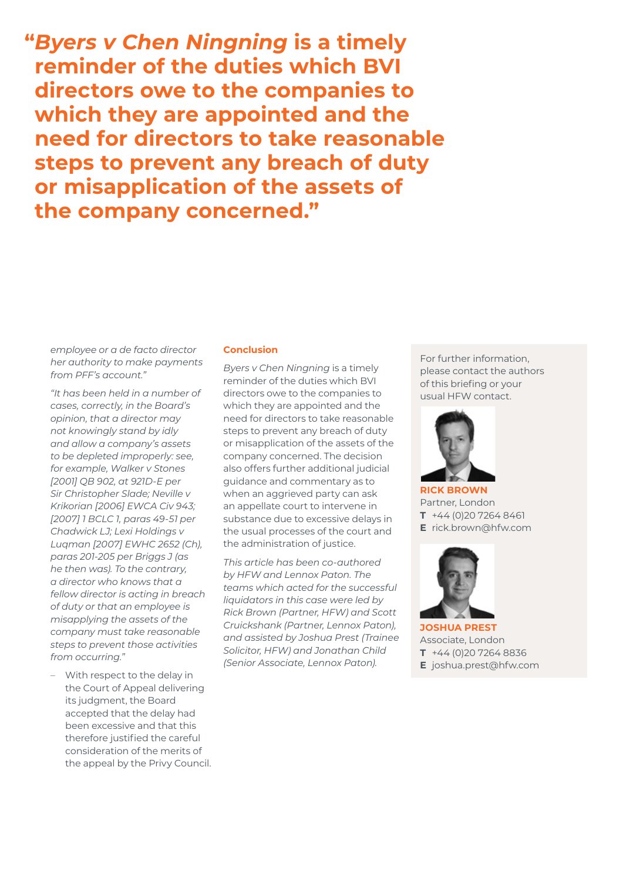> **“*Byers v Chen Ningning* is a timely reminder of the duties which BVI directors owe to the companies to which they are appointed and the need for directors to take reasonable steps to prevent any breach of duty or misapplication of the assets of the company concerned.”**

*employee or a de facto director her authority to make payments from PFF's account.”*

*“It has been held in a number of cases, correctly, in the Board's opinion, that a director may not knowingly stand by idly and allow a company's assets to be depleted improperly: see, for example, Walker v Stones [2001] QB 902, at 921D-E per Sir Christopher Slade; Neville v Krikorian [2006] EWCA Civ 943; [2007] 1 BCLC 1, paras 49-51 per Chadwick LJ; Lexi Holdings v Luqman [2007] EWHC 2652 (Ch), paras 201-205 per Briggs J (as he then was). To the contrary, a director who knows that a fellow director is acting in breach of duty or that an employee is misapplying the assets of the company must take reasonable steps to prevent those activities from occurring.”*

- With respect to the delay in the Court of Appeal delivering its judgment, the Board accepted that the delay had been excessive and that this therefore justified the careful consideration of the merits of the appeal by the Privy Council.

## Conclusion

*Byers v Chen Ningning* is a timely reminder of the duties which BVI directors owe to the companies to which they are appointed and the need for directors to take reasonable steps to prevent any breach of duty or misapplication of the assets of the company concerned. The decision also offers further additional judicial guidance and commentary as to when an aggrieved party can ask an appellate court to intervene in substance due to excessive delays in the usual processes of the court and the administration of justice.

*This article has been co-authored by HFW and Lennox Paton. The teams which acted for the successful liquidators in this case were led by Rick Brown (Partner, HFW) and Scott Cruickshank (Partner, Lennox Paton), and assisted by Joshua Prest (Trainee Solicitor, HFW) and Jonathan Child (Senior Associate, Lennox Paton).*

For further information, please contact the authors of this briefing or your usual HFW contact.

**RICK BROWN**
Partner, London
**T** +44 (0)20 7264 8461
**E** rick.brown@hfw.com

**JOSHUA PREST**
Associate, London
**T** +44 (0)20 7264 8836
**E** joshua.prest@hfw.com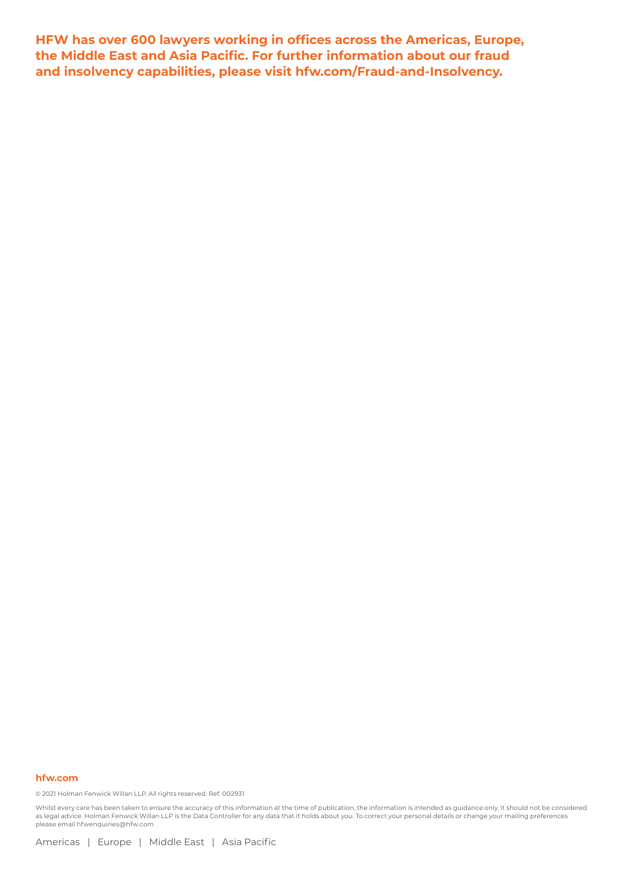**HFW has over 600 lawyers working in offices across the Americas, Europe, the Middle East and Asia Pacific. For further information about our fraud and insolvency capabilities, please visit hfw.com/Fraud-and-Insolvency.**

**hfw.com**

© 2021 Holman Fenwick Willan LLP. All rights reserved. Ref: 002931

Whilst every care has been taken to ensure the accuracy of this information at the time of publication, the information is intended as guidance only. It should not be considered as legal advice. Holman Fenwick Willan LLP is the Data Controller for any data that it holds about you. To correct your personal details or change your mailing preferences please email hfwenquiries@hfw.com

Americas | Europe | Middle East | Asia Pacific